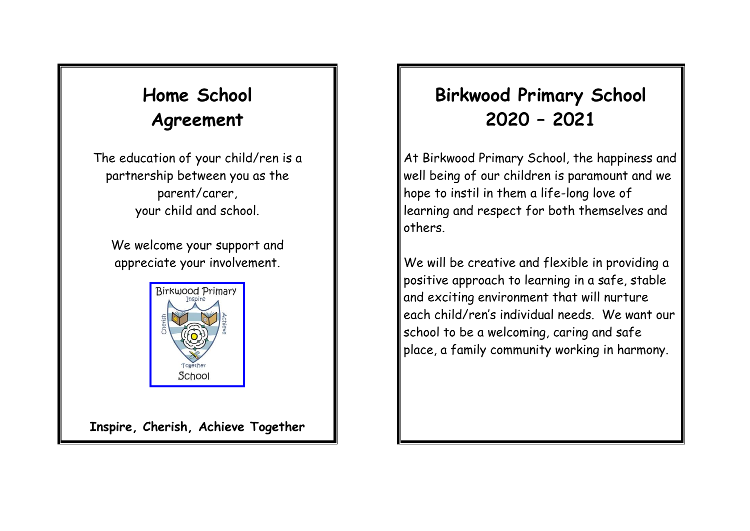# Home School Agreement

The education of your child/ren is a partnership between you as the parent/carer, your child and school.

We welcome your support and appreciate your involvement.

**Inspire, Cherish, Achieve Together**

# Birkwood Primary School 2020 – 2021

At Birkwood Primary School, the happiness and well being of our children is paramount and we hope to instil in them a life-long love of learning and respect for both themselves and others.

We will be creative and flexible in providing a positive approach to learning in a safe, stable and exciting environment that will nurture each child/ren's individual needs. We want our school to be a welcoming, caring and safe place, a family community working in harmony.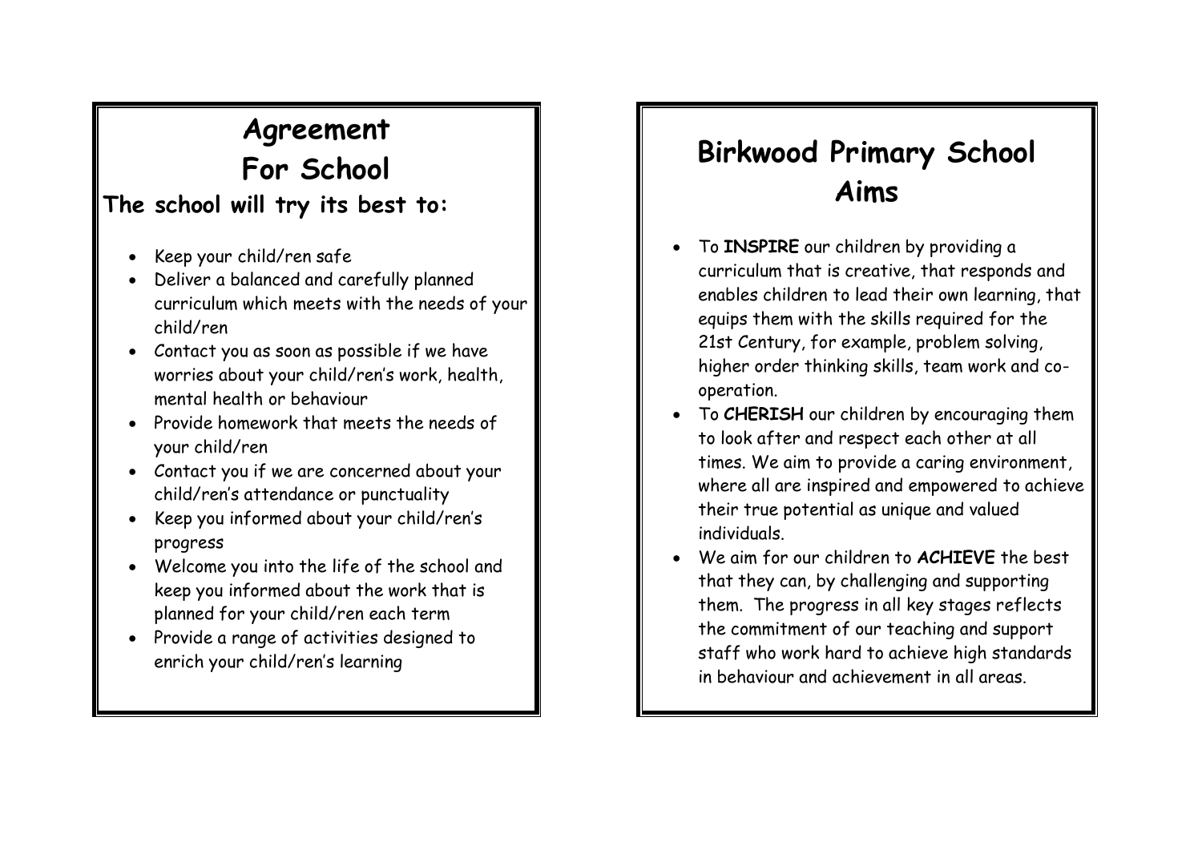# Agreement For School

### The school will try its best to:

- Keep your child/ren safe
- Deliver a balanced and carefully planned curriculum which meets with the needs of your child/ren
- Contact you as soon as possible if we have worries about your child/ren's work, health, mental health or behaviour
- Provide homework that meets the needs of your child/ren
- Contact you if we are concerned about your child/ren's attendance or punctuality
- Keep you informed about your child/ren's progress
- Welcome you into the life of the school and keep you informed about the work that is planned for your child/ren each term
- Provide a range of activities designed to enrich your child/ren's learning

# Birkwood Primary School Aims

- To **INSPIRE** our children by providing a curriculum that is creative, that responds and enables children to lead their own learning, that equips them with the skills required for the 21st Century, for example, problem solving, higher order thinking skills, team work and co-operation.
- To **CHERISH** our children by encouraging them to look after and respect each other at all times. We aim to provide a caring environment, where all are inspired and empowered to achieve their true potential as unique and valued individuals.
- We aim for our children to **ACHIEVE** the best that they can, by challenging and supporting them. The progress in all key stages reflects the commitment of our teaching and support staff who work hard to achieve high standards in behaviour and achievement in all areas.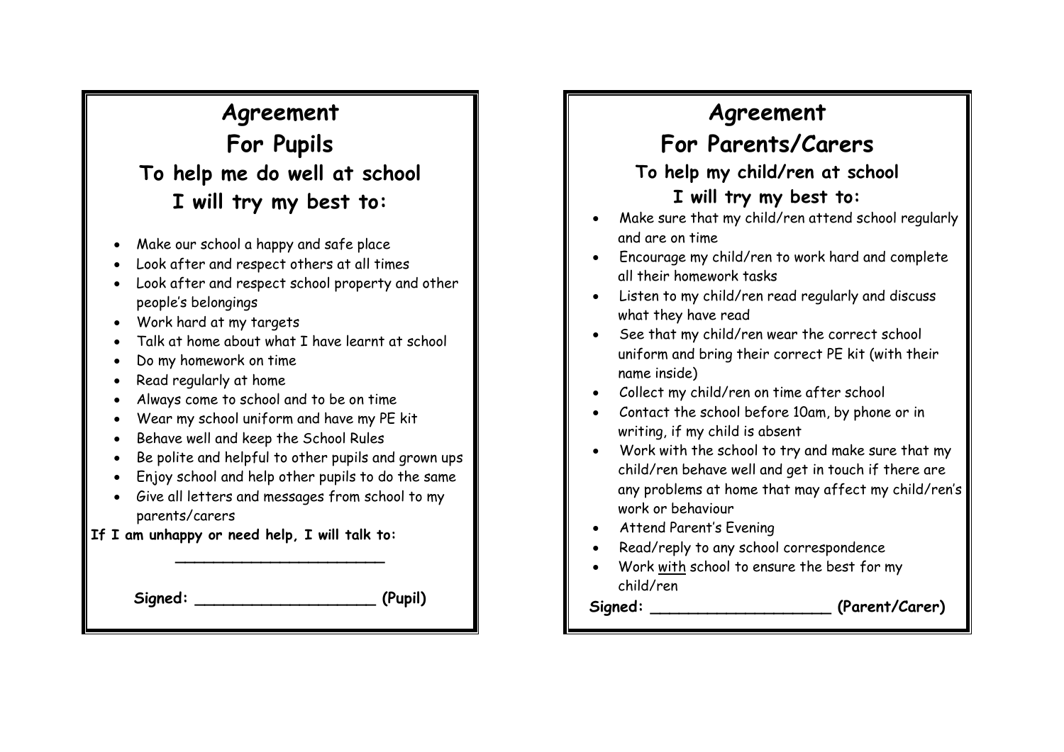## Agreement
## For Pupils
### To help me do well at school
### I will try my best to:

- Make our school a happy and safe place
- Look after and respect others at all times
- Look after and respect school property and other people's belongings
- Work hard at my targets
- Talk at home about what I have learnt at school
- Do my homework on time
- Read regularly at home
- Always come to school and to be on time
- Wear my school uniform and have my PE kit
- Behave well and keep the School Rules
- Be polite and helpful to other pupils and grown ups
- Enjoy school and help other pupils to do the same
- Give all letters and messages from school to my parents/carers

**If I am unhappy or need help, I will talk to:**

**\_\_\_\_\_\_\_\_\_\_\_\_\_\_\_\_\_\_\_\_\_\_\_\_**

**Signed: \_\_\_\_\_\_\_\_\_\_\_\_\_\_\_\_\_\_\_\_ (Pupil)**

## Agreement
## For Parents/Carers
### To help my child/ren at school
### I will try my best to:

- Make sure that my child/ren attend school regularly and are on time
- Encourage my child/ren to work hard and complete all their homework tasks
- Listen to my child/ren read regularly and discuss what they have read
- See that my child/ren wear the correct school uniform and bring their correct PE kit (with their name inside)
- Collect my child/ren on time after school
- Contact the school before 10am, by phone or in writing, if my child is absent
- Work with the school to try and make sure that my child/ren behave well and get in touch if there are any problems at home that may affect my child/ren's work or behaviour
- Attend Parent's Evening
- Read/reply to any school correspondence
- Work <u>with</u> school to ensure the best for my child/ren

**Signed: \_\_\_\_\_\_\_\_\_\_\_\_\_\_\_\_\_\_\_\_ (Parent/Carer)**